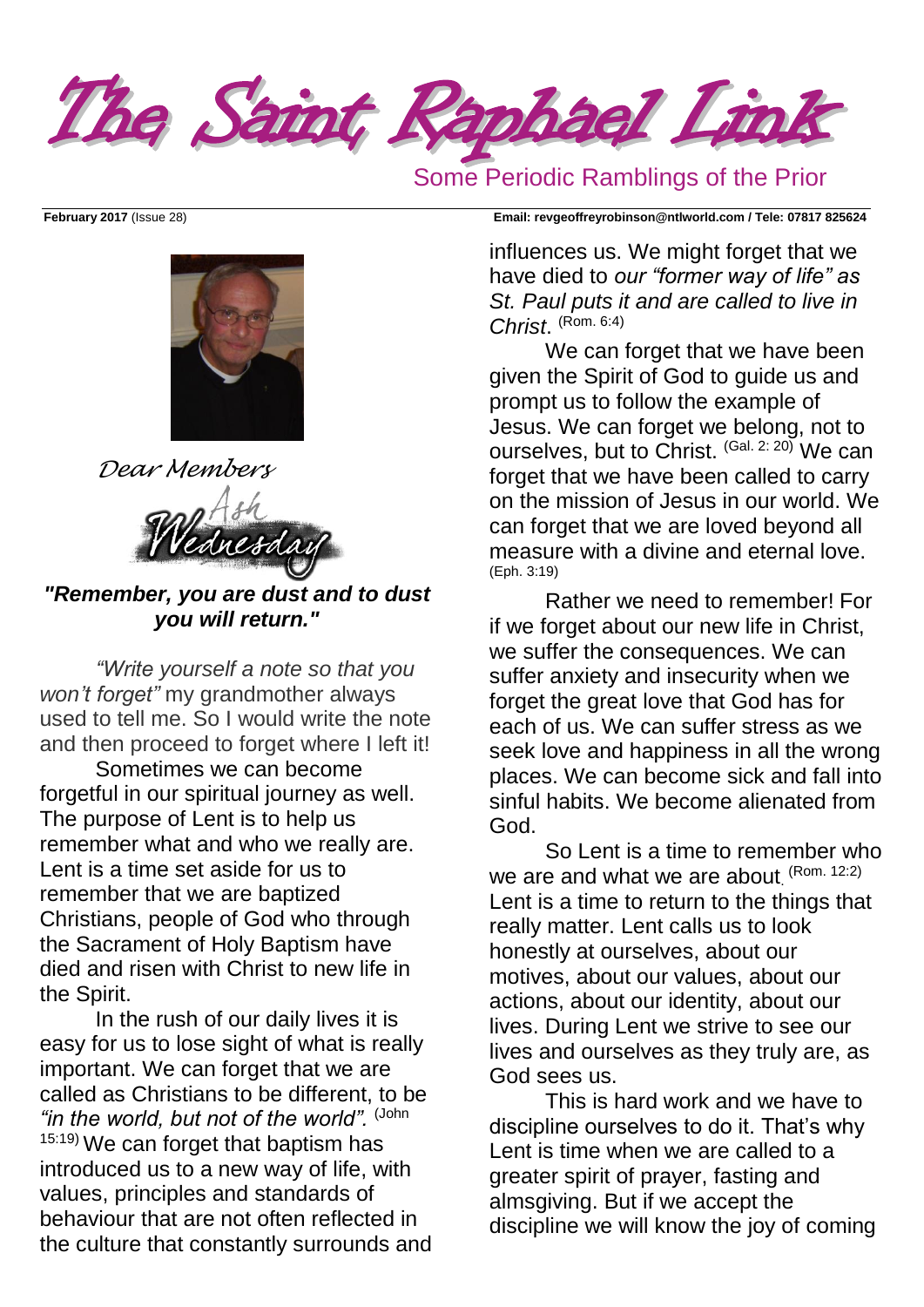# The Saint Raphael Link

Some Periodic Ramblings of the Prior

**February 2017** (Issue 28) **Email: revgeoffreyrobinson@ntlworld.com / Tele: 07817 825624**

*Dear Members*

## Ash Wednesday

***"Remember, you are dust and to dust you will return."***

*"Write yourself a note so that you won't forget"* my grandmother always used to tell me. So I would write the note and then proceed to forget where I left it!

Sometimes we can become forgetful in our spiritual journey as well. The purpose of Lent is to help us remember what and who we really are. Lent is a time set aside for us to remember that we are baptized Christians, people of God who through the Sacrament of Holy Baptism have died and risen with Christ to new life in the Spirit.

In the rush of our daily lives it is easy for us to lose sight of what is really important. We can forget that we are called as Christians to be different, to be *"in the world, but not of the world".* (John 15:19) We can forget that baptism has introduced us to a new way of life, with values, principles and standards of behaviour that are not often reflected in the culture that constantly surrounds and influences us. We might forget that we have died to *our "former way of life" as St. Paul puts it and are called to live in Christ*. (Rom. 6:4)

We can forget that we have been given the Spirit of God to guide us and prompt us to follow the example of Jesus. We can forget we belong, not to ourselves, but to Christ. (Gal. 2: 20) We can forget that we have been called to carry on the mission of Jesus in our world. We can forget that we are loved beyond all measure with a divine and eternal love. (Eph. 3:19)

Rather we need to remember! For if we forget about our new life in Christ, we suffer the consequences. We can suffer anxiety and insecurity when we forget the great love that God has for each of us. We can suffer stress as we seek love and happiness in all the wrong places. We can become sick and fall into sinful habits. We become alienated from God.

So Lent is a time to remember who we are and what we are about. (Rom. 12:2) Lent is a time to return to the things that really matter. Lent calls us to look honestly at ourselves, about our motives, about our values, about our actions, about our identity, about our lives. During Lent we strive to see our lives and ourselves as they truly are, as God sees us.

This is hard work and we have to discipline ourselves to do it. That's why Lent is time when we are called to a greater spirit of prayer, fasting and almsgiving. But if we accept the discipline we will know the joy of coming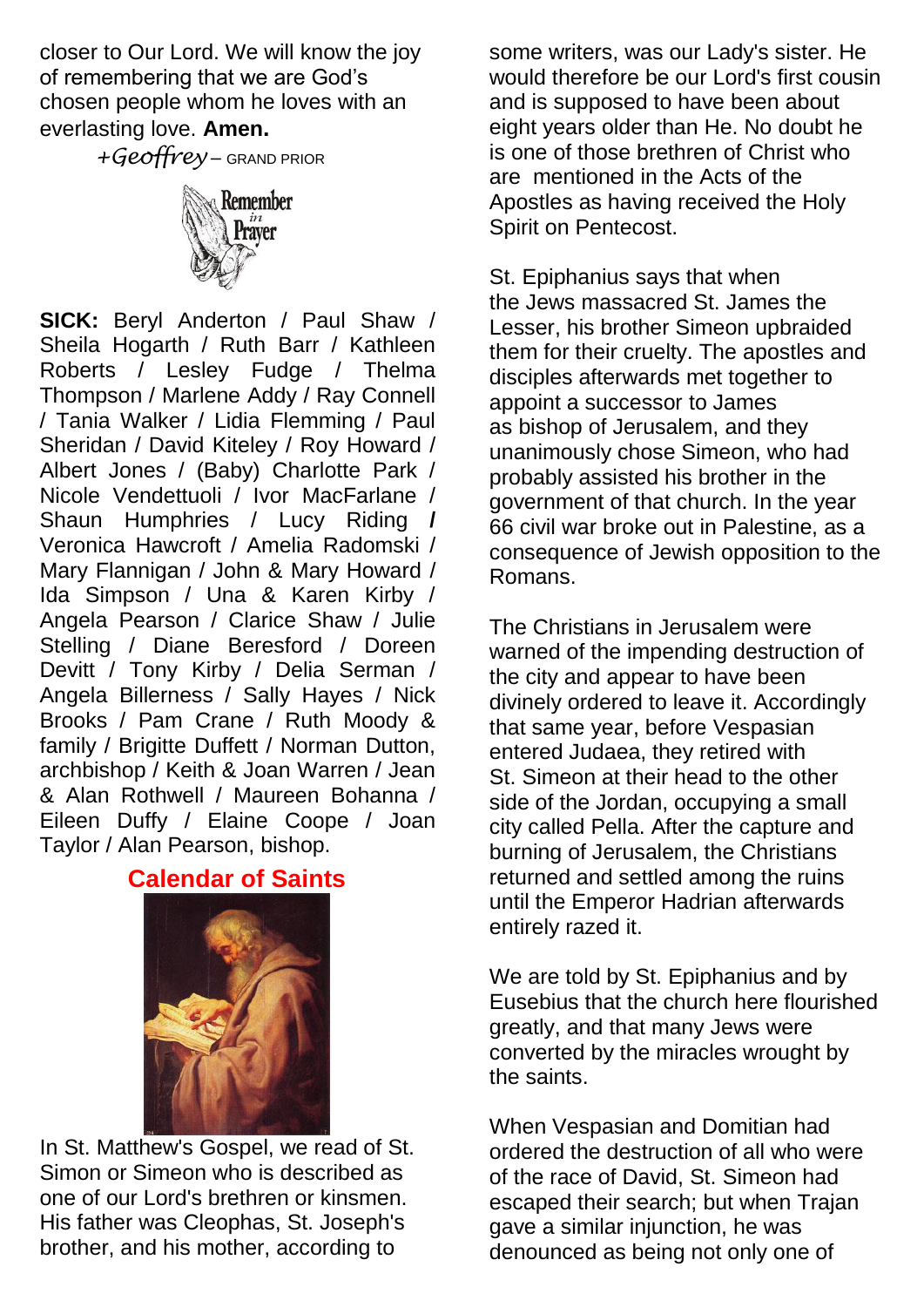closer to Our Lord. We will know the joy of remembering that we are God's chosen people whom he loves with an everlasting love. **Amen.**

*+Geoffrey* – GRAND PRIOR

Remember in Prayer

**SICK:** Beryl Anderton / Paul Shaw / Sheila Hogarth / Ruth Barr / Kathleen Roberts / Lesley Fudge / Thelma Thompson / Marlene Addy / Ray Connell / Tania Walker / Lidia Flemming / Paul Sheridan / David Kiteley / Roy Howard / Albert Jones / (Baby) Charlotte Park / Nicole Vendettuoli / Ivor MacFarlane / Shaun Humphries / Lucy Riding **/** Veronica Hawcroft / Amelia Radomski / Mary Flannigan / John & Mary Howard / Ida Simpson / Una & Karen Kirby / Angela Pearson / Clarice Shaw / Julie Stelling / Diane Beresford / Doreen Devitt / Tony Kirby / Delia Serman / Angela Billerness / Sally Hayes / Nick Brooks / Pam Crane / Ruth Moody & family / Brigitte Duffett / Norman Dutton, archbishop / Keith & Joan Warren / Jean & Alan Rothwell / Maureen Bohanna / Eileen Duffy / Elaine Coope / Joan Taylor / Alan Pearson, bishop.

## Calendar of Saints

In St. Matthew's Gospel, we read of St. Simon or Simeon who is described as one of our Lord's brethren or kinsmen. His father was Cleophas, St. Joseph's brother, and his mother, according to some writers, was our Lady's sister. He would therefore be our Lord's first cousin and is supposed to have been about eight years older than He. No doubt he is one of those brethren of Christ who are mentioned in the Acts of the Apostles as having received the Holy Spirit on Pentecost.

St. Epiphanius says that when the Jews massacred St. James the Lesser, his brother Simeon upbraided them for their cruelty. The apostles and disciples afterwards met together to appoint a successor to James as bishop of Jerusalem, and they unanimously chose Simeon, who had probably assisted his brother in the government of that church. In the year 66 civil war broke out in Palestine, as a consequence of Jewish opposition to the Romans.

The Christians in Jerusalem were warned of the impending destruction of the city and appear to have been divinely ordered to leave it. Accordingly that same year, before Vespasian entered Judaea, they retired with St. Simeon at their head to the other side of the Jordan, occupying a small city called Pella. After the capture and burning of Jerusalem, the Christians returned and settled among the ruins until the Emperor Hadrian afterwards entirely razed it.

We are told by St. Epiphanius and by Eusebius that the church here flourished greatly, and that many Jews were converted by the miracles wrought by the saints.

When Vespasian and Domitian had ordered the destruction of all who were of the race of David, St. Simeon had escaped their search; but when Trajan gave a similar injunction, he was denounced as being not only one of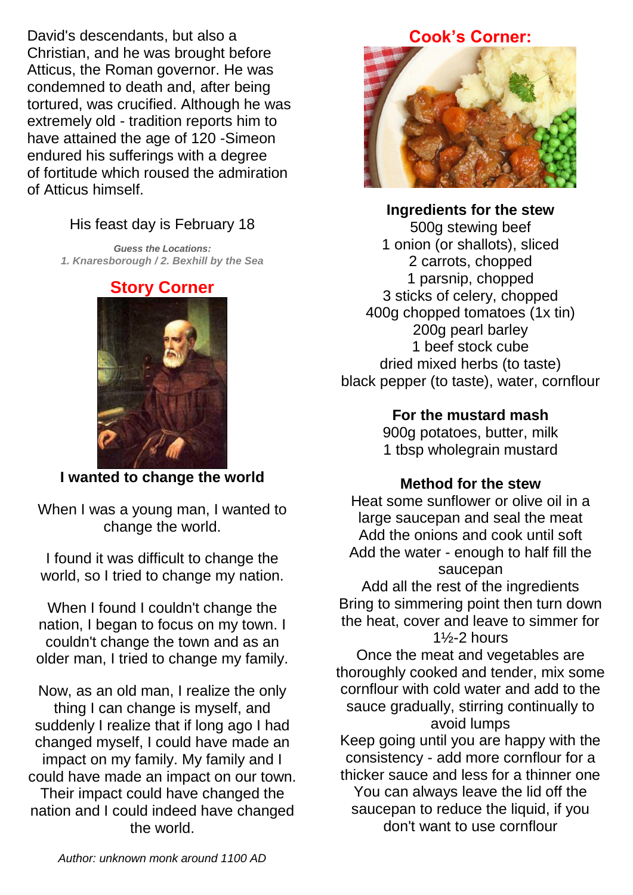David's descendants, but also a Christian, and he was brought before Atticus, the Roman governor. He was condemned to death and, after being tortured, was crucified. Although he was extremely old - tradition reports him to have attained the age of 120 -Simeon endured his sufferings with a degree of fortitude which roused the admiration of Atticus himself.

His feast day is February 18

***Guess the Locations:***
*1. Knaresborough / 2. Bexhill by the Sea*

## Story Corner

**I wanted to change the world**

When I was a young man, I wanted to change the world.

I found it was difficult to change the world, so I tried to change my nation.

When I found I couldn't change the nation, I began to focus on my town. I couldn't change the town and as an older man, I tried to change my family.

Now, as an old man, I realize the only thing I can change is myself, and suddenly I realize that if long ago I had changed myself, I could have made an impact on my family. My family and I could have made an impact on our town. Their impact could have changed the nation and I could indeed have changed the world.

*Author: unknown monk around 1100 AD*

## Cook's Corner:

**Ingredients for the stew**

500g stewing beef
1 onion (or shallots), sliced
2 carrots, chopped
1 parsnip, chopped
3 sticks of celery, chopped
400g chopped tomatoes (1x tin)
200g pearl barley
1 beef stock cube
dried mixed herbs (to taste)
black pepper (to taste), water, cornflour

**For the mustard mash**

900g potatoes, butter, milk
1 tbsp wholegrain mustard

**Method for the stew**

Heat some sunflower or olive oil in a large saucepan and seal the meat
Add the onions and cook until soft
Add the water - enough to half fill the saucepan
Add all the rest of the ingredients
Bring to simmering point then turn down the heat, cover and leave to simmer for 1½-2 hours
Once the meat and vegetables are thoroughly cooked and tender, mix some cornflour with cold water and add to the sauce gradually, stirring continually to avoid lumps
Keep going until you are happy with the consistency - add more cornflour for a thicker sauce and less for a thinner one
You can always leave the lid off the saucepan to reduce the liquid, if you don't want to use cornflour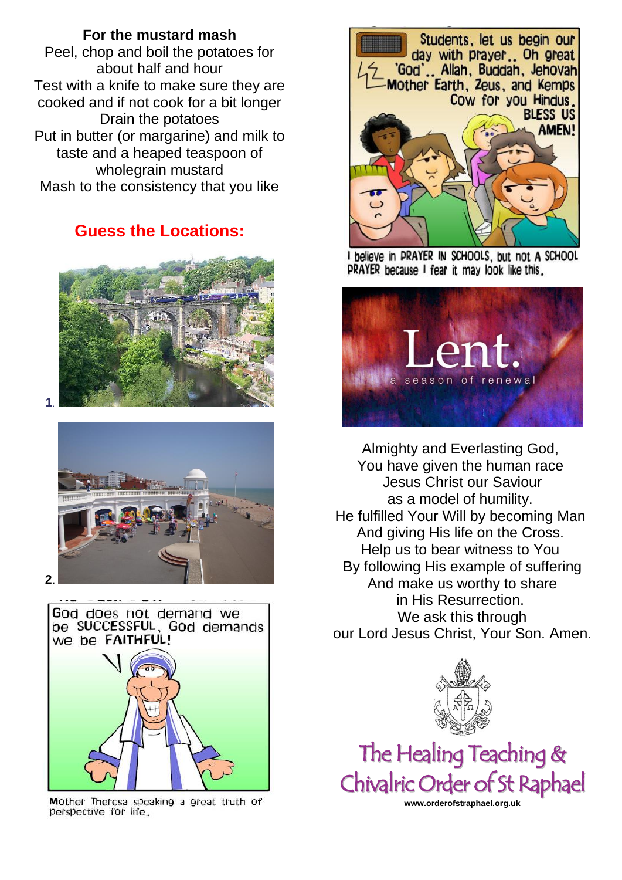**For the mustard mash**

Peel, chop and boil the potatoes for about half and hour
Test with a knife to make sure they are cooked and if not cook for a bit longer
Drain the potatoes
Put in butter (or margarine) and milk to taste and a heaped teaspoon of wholegrain mustard
Mash to the consistency that you like

## Guess the Locations:

1.

2.

Mother Theresa speaking a great truth of perspective for life.

I believe in PRAYER IN SCHOOLS, but not A SCHOOL PRAYER because I fear it may look like this.

Almighty and Everlasting God,
You have given the human race
Jesus Christ our Saviour
as a model of humility.
He fulfilled Your Will by becoming Man
And giving His life on the Cross.
Help us to bear witness to You
By following His example of suffering
And make us worthy to share
in His Resurrection.
We ask this through
our Lord Jesus Christ, Your Son. Amen.

The Healing Teaching & Chivalric Order of St Raphael

www.orderofstraphael.org.uk